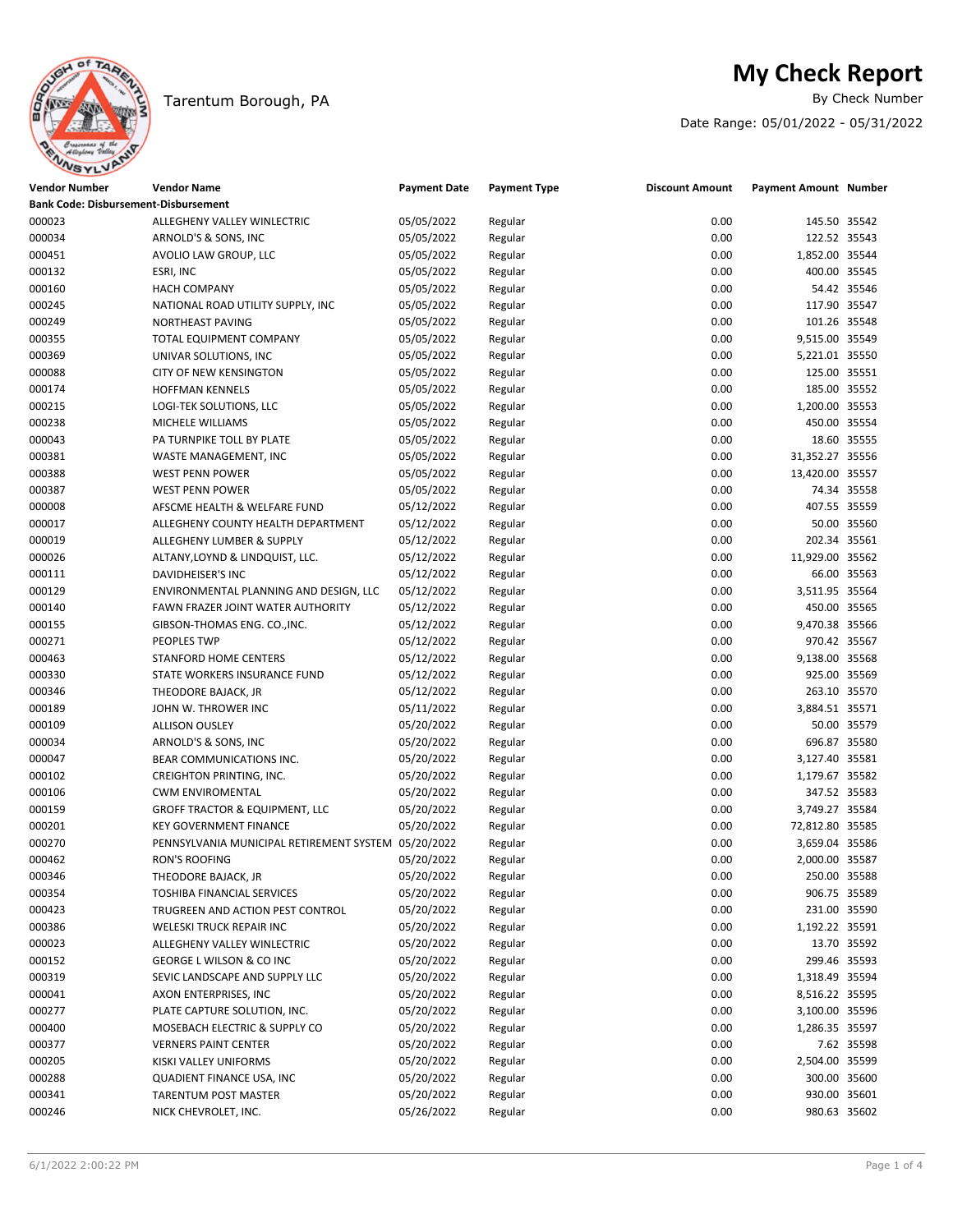Tarentum Borough, PA

# My Check Report

By Check Number

Date Range: 05/01/2022 - 05/31/2022

| Vendor Number | Vendor Name | Payment Date | Payment Type | Discount Amount | Payment Amount | Number |
|---|---|---|---|---|---|---|
| **Bank Code: Disbursement-Disbursement** | | | | | | |
| 000023 | ALLEGHENY VALLEY WINLECTRIC | 05/05/2022 | Regular | 0.00 | 145.50 | 35542 |
| 000034 | ARNOLD'S & SONS, INC | 05/05/2022 | Regular | 0.00 | 122.52 | 35543 |
| 000451 | AVOLIO LAW GROUP, LLC | 05/05/2022 | Regular | 0.00 | 1,852.00 | 35544 |
| 000132 | ESRI, INC | 05/05/2022 | Regular | 0.00 | 400.00 | 35545 |
| 000160 | HACH COMPANY | 05/05/2022 | Regular | 0.00 | 54.42 | 35546 |
| 000245 | NATIONAL ROAD UTILITY SUPPLY, INC | 05/05/2022 | Regular | 0.00 | 117.90 | 35547 |
| 000249 | NORTHEAST PAVING | 05/05/2022 | Regular | 0.00 | 101.26 | 35548 |
| 000355 | TOTAL EQUIPMENT COMPANY | 05/05/2022 | Regular | 0.00 | 9,515.00 | 35549 |
| 000369 | UNIVAR SOLUTIONS, INC | 05/05/2022 | Regular | 0.00 | 5,221.01 | 35550 |
| 000088 | CITY OF NEW KENSINGTON | 05/05/2022 | Regular | 0.00 | 125.00 | 35551 |
| 000174 | HOFFMAN KENNELS | 05/05/2022 | Regular | 0.00 | 185.00 | 35552 |
| 000215 | LOGI-TEK SOLUTIONS, LLC | 05/05/2022 | Regular | 0.00 | 1,200.00 | 35553 |
| 000238 | MICHELE WILLIAMS | 05/05/2022 | Regular | 0.00 | 450.00 | 35554 |
| 000043 | PA TURNPIKE TOLL BY PLATE | 05/05/2022 | Regular | 0.00 | 18.60 | 35555 |
| 000381 | WASTE MANAGEMENT, INC | 05/05/2022 | Regular | 0.00 | 31,352.27 | 35556 |
| 000388 | WEST PENN POWER | 05/05/2022 | Regular | 0.00 | 13,420.00 | 35557 |
| 000387 | WEST PENN POWER | 05/05/2022 | Regular | 0.00 | 74.34 | 35558 |
| 000008 | AFSCME HEALTH & WELFARE FUND | 05/12/2022 | Regular | 0.00 | 407.55 | 35559 |
| 000017 | ALLEGHENY COUNTY HEALTH DEPARTMENT | 05/12/2022 | Regular | 0.00 | 50.00 | 35560 |
| 000019 | ALLEGHENY LUMBER & SUPPLY | 05/12/2022 | Regular | 0.00 | 202.34 | 35561 |
| 000026 | ALTANY,LOYND & LINDQUIST, LLC. | 05/12/2022 | Regular | 0.00 | 11,929.00 | 35562 |
| 000111 | DAVIDHEISER'S INC | 05/12/2022 | Regular | 0.00 | 66.00 | 35563 |
| 000129 | ENVIRONMENTAL PLANNING AND DESIGN, LLC | 05/12/2022 | Regular | 0.00 | 3,511.95 | 35564 |
| 000140 | FAWN FRAZER JOINT WATER AUTHORITY | 05/12/2022 | Regular | 0.00 | 450.00 | 35565 |
| 000155 | GIBSON-THOMAS ENG. CO.,INC. | 05/12/2022 | Regular | 0.00 | 9,470.38 | 35566 |
| 000271 | PEOPLES TWP | 05/12/2022 | Regular | 0.00 | 970.42 | 35567 |
| 000463 | STANFORD HOME CENTERS | 05/12/2022 | Regular | 0.00 | 9,138.00 | 35568 |
| 000330 | STATE WORKERS INSURANCE FUND | 05/12/2022 | Regular | 0.00 | 925.00 | 35569 |
| 000346 | THEODORE BAJACK, JR | 05/12/2022 | Regular | 0.00 | 263.10 | 35570 |
| 000189 | JOHN W. THROWER INC | 05/11/2022 | Regular | 0.00 | 3,884.51 | 35571 |
| 000109 | ALLISON OUSLEY | 05/20/2022 | Regular | 0.00 | 50.00 | 35579 |
| 000034 | ARNOLD'S & SONS, INC | 05/20/2022 | Regular | 0.00 | 696.87 | 35580 |
| 000047 | BEAR COMMUNICATIONS INC. | 05/20/2022 | Regular | 0.00 | 3,127.40 | 35581 |
| 000102 | CREIGHTON PRINTING, INC. | 05/20/2022 | Regular | 0.00 | 1,179.67 | 35582 |
| 000106 | CWM ENVIROMENTAL | 05/20/2022 | Regular | 0.00 | 347.52 | 35583 |
| 000159 | GROFF TRACTOR & EQUIPMENT, LLC | 05/20/2022 | Regular | 0.00 | 3,749.27 | 35584 |
| 000201 | KEY GOVERNMENT FINANCE | 05/20/2022 | Regular | 0.00 | 72,812.80 | 35585 |
| 000270 | PENNSYLVANIA MUNICIPAL RETIREMENT SYSTEM | 05/20/2022 | Regular | 0.00 | 3,659.04 | 35586 |
| 000462 | RON'S ROOFING | 05/20/2022 | Regular | 0.00 | 2,000.00 | 35587 |
| 000346 | THEODORE BAJACK, JR | 05/20/2022 | Regular | 0.00 | 250.00 | 35588 |
| 000354 | TOSHIBA FINANCIAL SERVICES | 05/20/2022 | Regular | 0.00 | 906.75 | 35589 |
| 000423 | TRUGREEN AND ACTION PEST CONTROL | 05/20/2022 | Regular | 0.00 | 231.00 | 35590 |
| 000386 | WELESKI TRUCK REPAIR INC | 05/20/2022 | Regular | 0.00 | 1,192.22 | 35591 |
| 000023 | ALLEGHENY VALLEY WINLECTRIC | 05/20/2022 | Regular | 0.00 | 13.70 | 35592 |
| 000152 | GEORGE L WILSON & CO INC | 05/20/2022 | Regular | 0.00 | 299.46 | 35593 |
| 000319 | SEVIC LANDSCAPE AND SUPPLY LLC | 05/20/2022 | Regular | 0.00 | 1,318.49 | 35594 |
| 000041 | AXON ENTERPRISES, INC | 05/20/2022 | Regular | 0.00 | 8,516.22 | 35595 |
| 000277 | PLATE CAPTURE SOLUTION, INC. | 05/20/2022 | Regular | 0.00 | 3,100.00 | 35596 |
| 000400 | MOSEBACH ELECTRIC & SUPPLY CO | 05/20/2022 | Regular | 0.00 | 1,286.35 | 35597 |
| 000377 | VERNERS PAINT CENTER | 05/20/2022 | Regular | 0.00 | 7.62 | 35598 |
| 000205 | KISKI VALLEY UNIFORMS | 05/20/2022 | Regular | 0.00 | 2,504.00 | 35599 |
| 000288 | QUADIENT FINANCE USA, INC | 05/20/2022 | Regular | 0.00 | 300.00 | 35600 |
| 000341 | TARENTUM POST MASTER | 05/20/2022 | Regular | 0.00 | 930.00 | 35601 |
| 000246 | NICK CHEVROLET, INC. | 05/26/2022 | Regular | 0.00 | 980.63 | 35602 |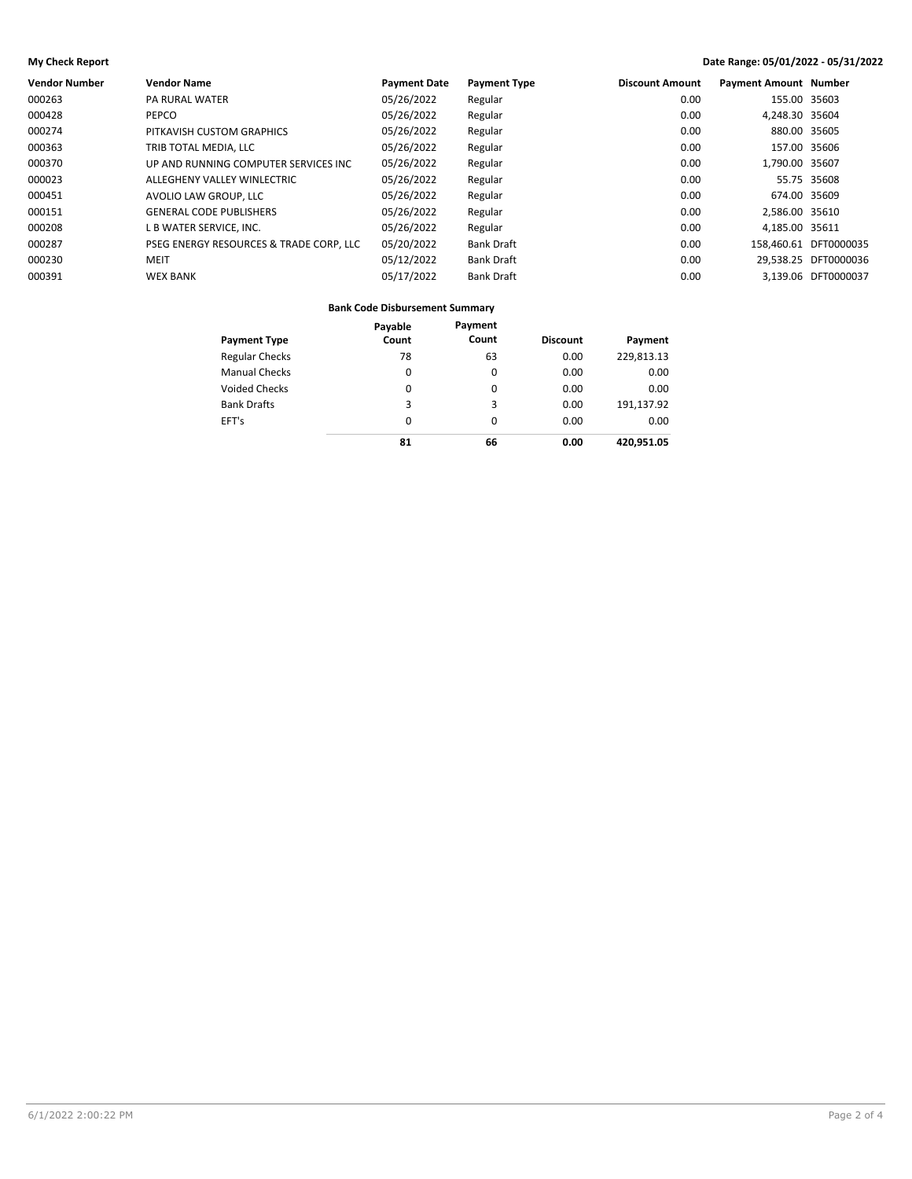**My Check Report** **Date Range: 05/01/2022 - 05/31/2022**

| Vendor Number | Vendor Name | Payment Date | Payment Type | Discount Amount | Payment Amount | Number |
|---|---|---|---|---|---|---|
| 000263 | PA RURAL WATER | 05/26/2022 | Regular | 0.00 | 155.00 | 35603 |
| 000428 | PEPCO | 05/26/2022 | Regular | 0.00 | 4,248.30 | 35604 |
| 000274 | PITKAVISH CUSTOM GRAPHICS | 05/26/2022 | Regular | 0.00 | 880.00 | 35605 |
| 000363 | TRIB TOTAL MEDIA, LLC | 05/26/2022 | Regular | 0.00 | 157.00 | 35606 |
| 000370 | UP AND RUNNING COMPUTER SERVICES INC | 05/26/2022 | Regular | 0.00 | 1,790.00 | 35607 |
| 000023 | ALLEGHENY VALLEY WINLECTRIC | 05/26/2022 | Regular | 0.00 | 55.75 | 35608 |
| 000451 | AVOLIO LAW GROUP, LLC | 05/26/2022 | Regular | 0.00 | 674.00 | 35609 |
| 000151 | GENERAL CODE PUBLISHERS | 05/26/2022 | Regular | 0.00 | 2,586.00 | 35610 |
| 000208 | L B WATER SERVICE, INC. | 05/26/2022 | Regular | 0.00 | 4,185.00 | 35611 |
| 000287 | PSEG ENERGY RESOURCES & TRADE CORP, LLC | 05/20/2022 | Bank Draft | 0.00 | 158,460.61 | DFT0000035 |
| 000230 | MEIT | 05/12/2022 | Bank Draft | 0.00 | 29,538.25 | DFT0000036 |
| 000391 | WEX BANK | 05/17/2022 | Bank Draft | 0.00 | 3,139.06 | DFT0000037 |

**Bank Code Disbursement Summary**

| Payment Type | Payable Count | Payment Count | Discount | Payment |
|---|---|---|---|---|
| Regular Checks | 78 | 63 | 0.00 | 229,813.13 |
| Manual Checks | 0 | 0 | 0.00 | 0.00 |
| Voided Checks | 0 | 0 | 0.00 | 0.00 |
| Bank Drafts | 3 | 3 | 0.00 | 191,137.92 |
| EFT's | 0 | 0 | 0.00 | 0.00 |
| | **81** | **66** | **0.00** | **420,951.05** |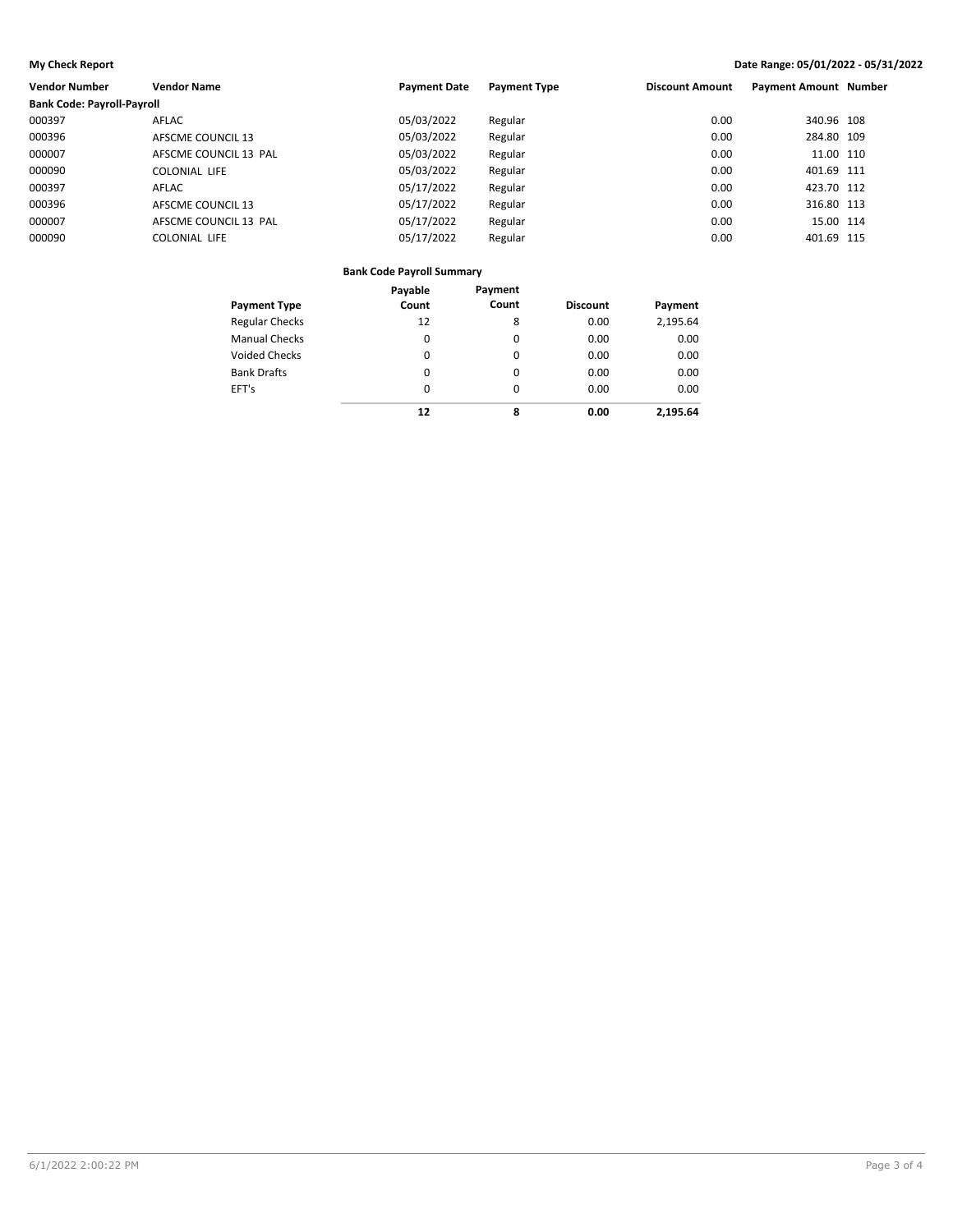**My Check Report** — **Date Range: 05/01/2022 - 05/31/2022**

| Vendor Number | Vendor Name | Payment Date | Payment Type | Discount Amount | Payment Amount | Number |
|---|---|---|---|---|---|---|
| **Bank Code: Payroll-Payroll** | | | | | | |
| 000397 | AFLAC | 05/03/2022 | Regular | 0.00 | 340.96 | 108 |
| 000396 | AFSCME COUNCIL 13 | 05/03/2022 | Regular | 0.00 | 284.80 | 109 |
| 000007 | AFSCME COUNCIL 13 PAL | 05/03/2022 | Regular | 0.00 | 11.00 | 110 |
| 000090 | COLONIAL LIFE | 05/03/2022 | Regular | 0.00 | 401.69 | 111 |
| 000397 | AFLAC | 05/17/2022 | Regular | 0.00 | 423.70 | 112 |
| 000396 | AFSCME COUNCIL 13 | 05/17/2022 | Regular | 0.00 | 316.80 | 113 |
| 000007 | AFSCME COUNCIL 13 PAL | 05/17/2022 | Regular | 0.00 | 15.00 | 114 |
| 000090 | COLONIAL LIFE | 05/17/2022 | Regular | 0.00 | 401.69 | 115 |

**Bank Code Payroll Summary**

| Payment Type | Payable Count | Payment Count | Discount | Payment |
|---|---|---|---|---|
| Regular Checks | 12 | 8 | 0.00 | 2,195.64 |
| Manual Checks | 0 | 0 | 0.00 | 0.00 |
| Voided Checks | 0 | 0 | 0.00 | 0.00 |
| Bank Drafts | 0 | 0 | 0.00 | 0.00 |
| EFT's | 0 | 0 | 0.00 | 0.00 |
| | **12** | **8** | **0.00** | **2,195.64** |

6/1/2022 2:00:22 PM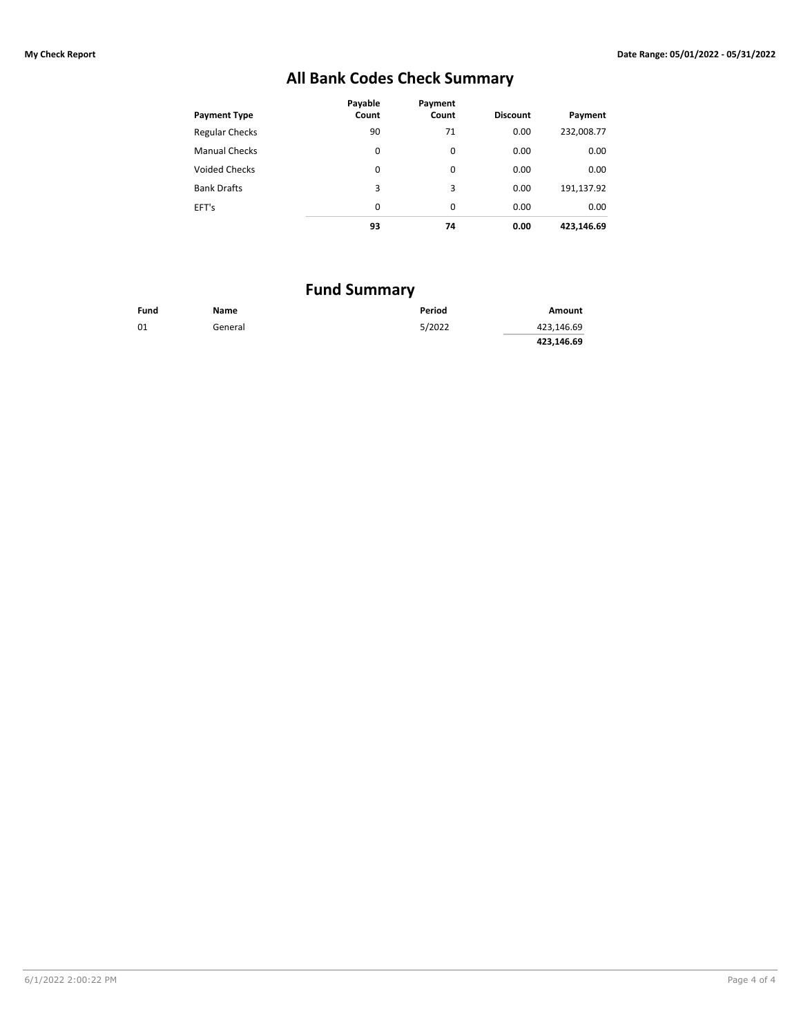# All Bank Codes Check Summary

| Payment Type | Payable Count | Payment Count | Discount | Payment |
|---|---|---|---|---|
| Regular Checks | 90 | 71 | 0.00 | 232,008.77 |
| Manual Checks | 0 | 0 | 0.00 | 0.00 |
| Voided Checks | 0 | 0 | 0.00 | 0.00 |
| Bank Drafts | 3 | 3 | 0.00 | 191,137.92 |
| EFT's | 0 | 0 | 0.00 | 0.00 |
| | **93** | **74** | **0.00** | **423,146.69** |

# Fund Summary

| Fund | Name | Period | Amount |
|---|---|---|---|
| 01 | General | 5/2022 | 423,146.69 |
| | | | **423,146.69** |